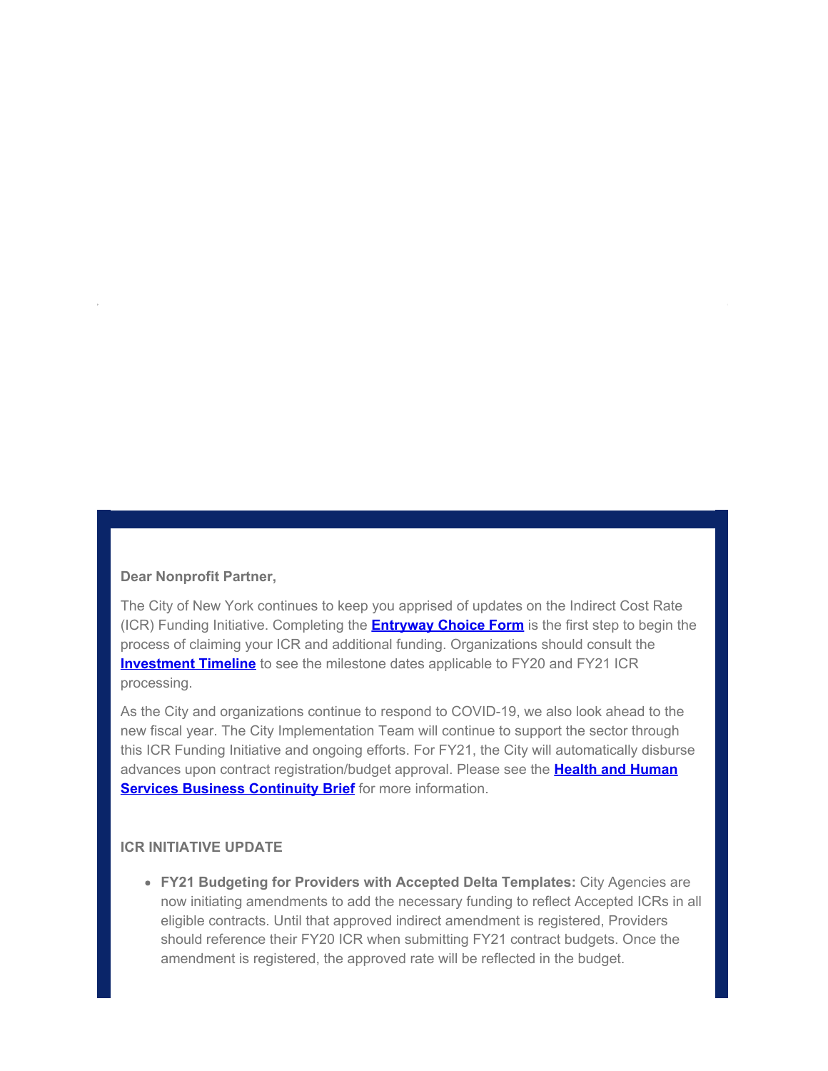**Dear Nonprofit Partner,**

The City of New York continues to keep you apprised of updates on the Indirect Cost Rate (ICR) Funding Initiative. Completing the **Entryway Choice Form** is the first step to begin the process of claiming your ICR and additional funding. Organizations should consult the **Investment Timeline** to see the milestone dates applicable to FY20 and FY21 ICR processing.

As the City and organizations continue to respond to COVID-19, we also look ahead to the new fiscal year. The City Implementation Team will continue to support the sector through this ICR Funding Initiative and ongoing efforts. For FY21, the City will automatically disburse advances upon contract registration/budget approval. Please see the **Health and Human Services Business Continuity Brief** for more information.

**ICR INITIATIVE UPDATE**

- **FY21 Budgeting for Providers with Accepted Delta Templates:** City Agencies are now initiating amendments to add the necessary funding to reflect Accepted ICRs in all eligible contracts. Until that approved indirect amendment is registered, Providers should reference their FY20 ICR when submitting FY21 contract budgets. Once the amendment is registered, the approved rate will be reflected in the budget.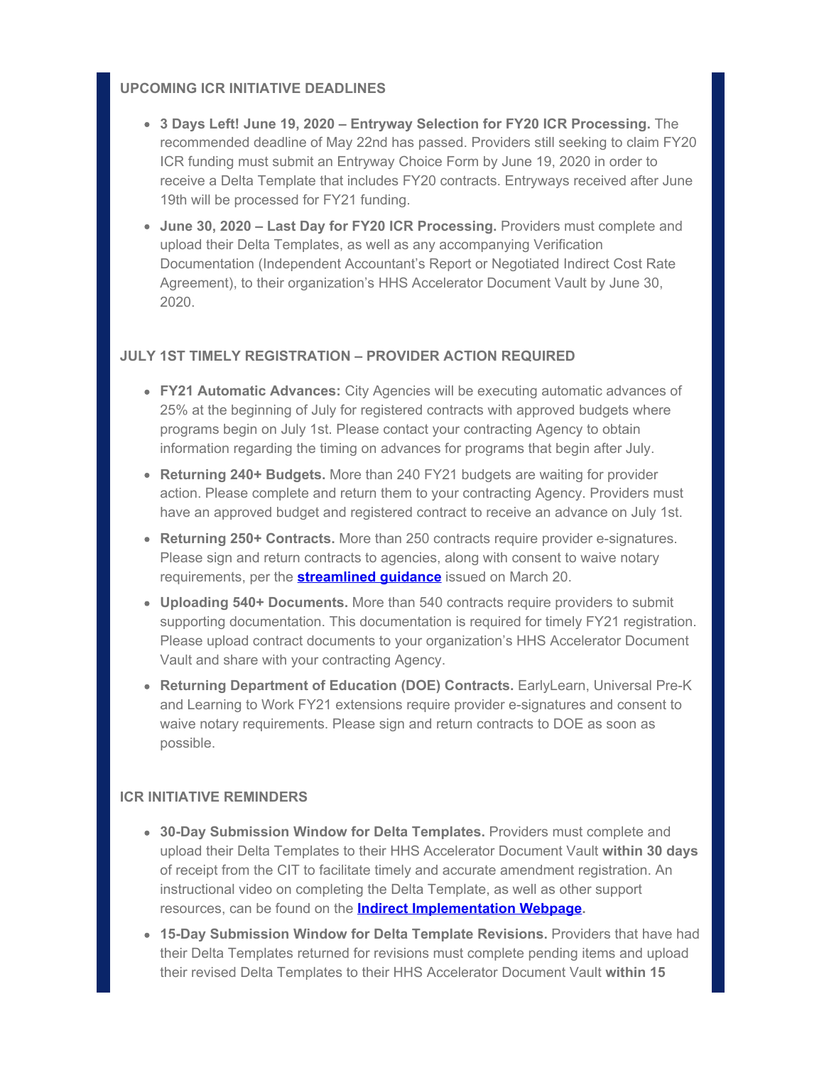## UPCOMING ICR INITIATIVE DEADLINES

- **3 Days Left! June 19, 2020 – Entryway Selection for FY20 ICR Processing.** The recommended deadline of May 22nd has passed. Providers still seeking to claim FY20 ICR funding must submit an Entryway Choice Form by June 19, 2020 in order to receive a Delta Template that includes FY20 contracts. Entryways received after June 19th will be processed for FY21 funding.
- **June 30, 2020 – Last Day for FY20 ICR Processing.** Providers must complete and upload their Delta Templates, as well as any accompanying Verification Documentation (Independent Accountant's Report or Negotiated Indirect Cost Rate Agreement), to their organization's HHS Accelerator Document Vault by June 30, 2020.

## JULY 1ST TIMELY REGISTRATION – PROVIDER ACTION REQUIRED

- **FY21 Automatic Advances:** City Agencies will be executing automatic advances of 25% at the beginning of July for registered contracts with approved budgets where programs begin on July 1st. Please contact your contracting Agency to obtain information regarding the timing on advances for programs that begin after July.
- **Returning 240+ Budgets.** More than 240 FY21 budgets are waiting for provider action. Please complete and return them to your contracting Agency. Providers must have an approved budget and registered contract to receive an advance on July 1st.
- **Returning 250+ Contracts.** More than 250 contracts require provider e-signatures. Please sign and return contracts to agencies, along with consent to waive notary requirements, per the **streamlined guidance** issued on March 20.
- **Uploading 540+ Documents.** More than 540 contracts require providers to submit supporting documentation. This documentation is required for timely FY21 registration. Please upload contract documents to your organization's HHS Accelerator Document Vault and share with your contracting Agency.
- **Returning Department of Education (DOE) Contracts.** EarlyLearn, Universal Pre-K and Learning to Work FY21 extensions require provider e-signatures and consent to waive notary requirements. Please sign and return contracts to DOE as soon as possible.

## ICR INITIATIVE REMINDERS

- **30-Day Submission Window for Delta Templates.** Providers must complete and upload their Delta Templates to their HHS Accelerator Document Vault **within 30 days** of receipt from the CIT to facilitate timely and accurate amendment registration. An instructional video on completing the Delta Template, as well as other support resources, can be found on the **Indirect Implementation Webpage**.
- **15-Day Submission Window for Delta Template Revisions.** Providers that have had their Delta Templates returned for revisions must complete pending items and upload their revised Delta Templates to their HHS Accelerator Document Vault **within 15**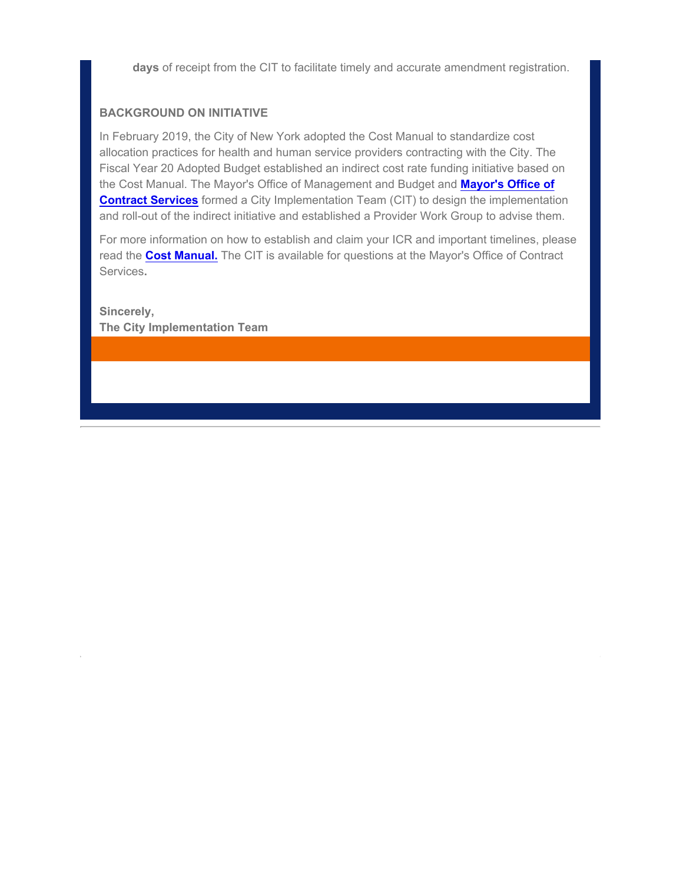**days** of receipt from the CIT to facilitate timely and accurate amendment registration.

**BACKGROUND ON INITIATIVE**

In February 2019, the City of New York adopted the Cost Manual to standardize cost allocation practices for health and human service providers contracting with the City. The Fiscal Year 20 Adopted Budget established an indirect cost rate funding initiative based on the Cost Manual. The Mayor's Office of Management and Budget and **Mayor's Office of Contract Services** formed a City Implementation Team (CIT) to design the implementation and roll-out of the indirect initiative and established a Provider Work Group to advise them.

For more information on how to establish and claim your ICR and important timelines, please read the **Cost Manual.** The CIT is available for questions at the Mayor's Office of Contract Services**.**

**Sincerely,**
**The City Implementation Team**